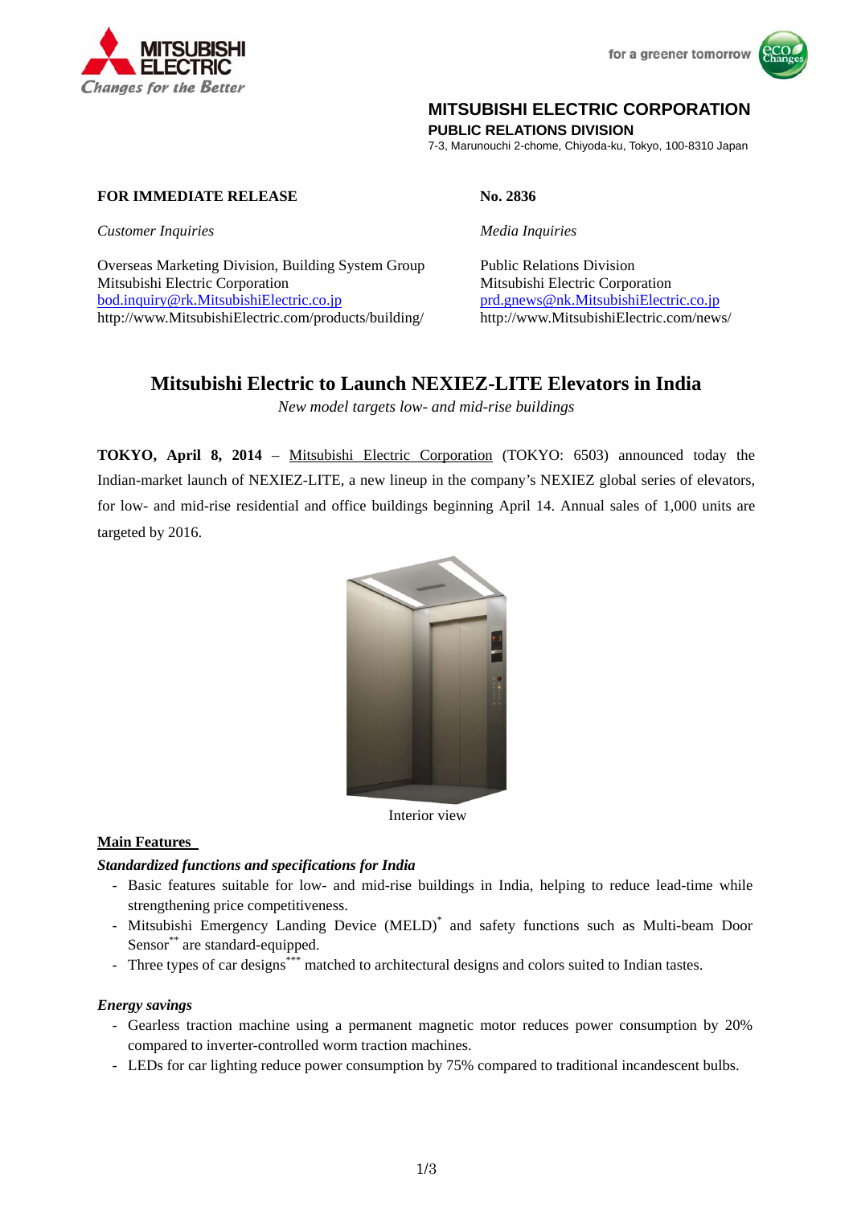MITSUBISHI ELECTRIC
*Changes for the Better*

for a greener tomorrow

**MITSUBISHI ELECTRIC CORPORATION**
**PUBLIC RELATIONS DIVISION**
7-3, Marunouchi 2-chome, Chiyoda-ku, Tokyo, 100-8310 Japan

**FOR IMMEDIATE RELEASE**

**No. 2836**

*Customer Inquiries*

Overseas Marketing Division, Building System Group
Mitsubishi Electric Corporation
bod.inquiry@rk.MitsubishiElectric.co.jp
http://www.MitsubishiElectric.com/products/building/

*Media Inquiries*

Public Relations Division
Mitsubishi Electric Corporation
prd.gnews@nk.MitsubishiElectric.co.jp
http://www.MitsubishiElectric.com/news/

# Mitsubishi Electric to Launch NEXIEZ-LITE Elevators in India

*New model targets low- and mid-rise buildings*

**TOKYO, April 8, 2014** – Mitsubishi Electric Corporation (TOKYO: 6503) announced today the Indian-market launch of NEXIEZ-LITE, a new lineup in the company's NEXIEZ global series of elevators, for low- and mid-rise residential and office buildings beginning April 14. Annual sales of 1,000 units are targeted by 2016.

Interior view

## Main Features

***Standardized functions and specifications for India***

- Basic features suitable for low- and mid-rise buildings in India, helping to reduce lead-time while strengthening price competitiveness.
- Mitsubishi Emergency Landing Device (MELD)* and safety functions such as Multi-beam Door Sensor** are standard-equipped.
- Three types of car designs*** matched to architectural designs and colors suited to Indian tastes.

***Energy savings***

- Gearless traction machine using a permanent magnetic motor reduces power consumption by 20% compared to inverter-controlled worm traction machines.
- LEDs for car lighting reduce power consumption by 75% compared to traditional incandescent bulbs.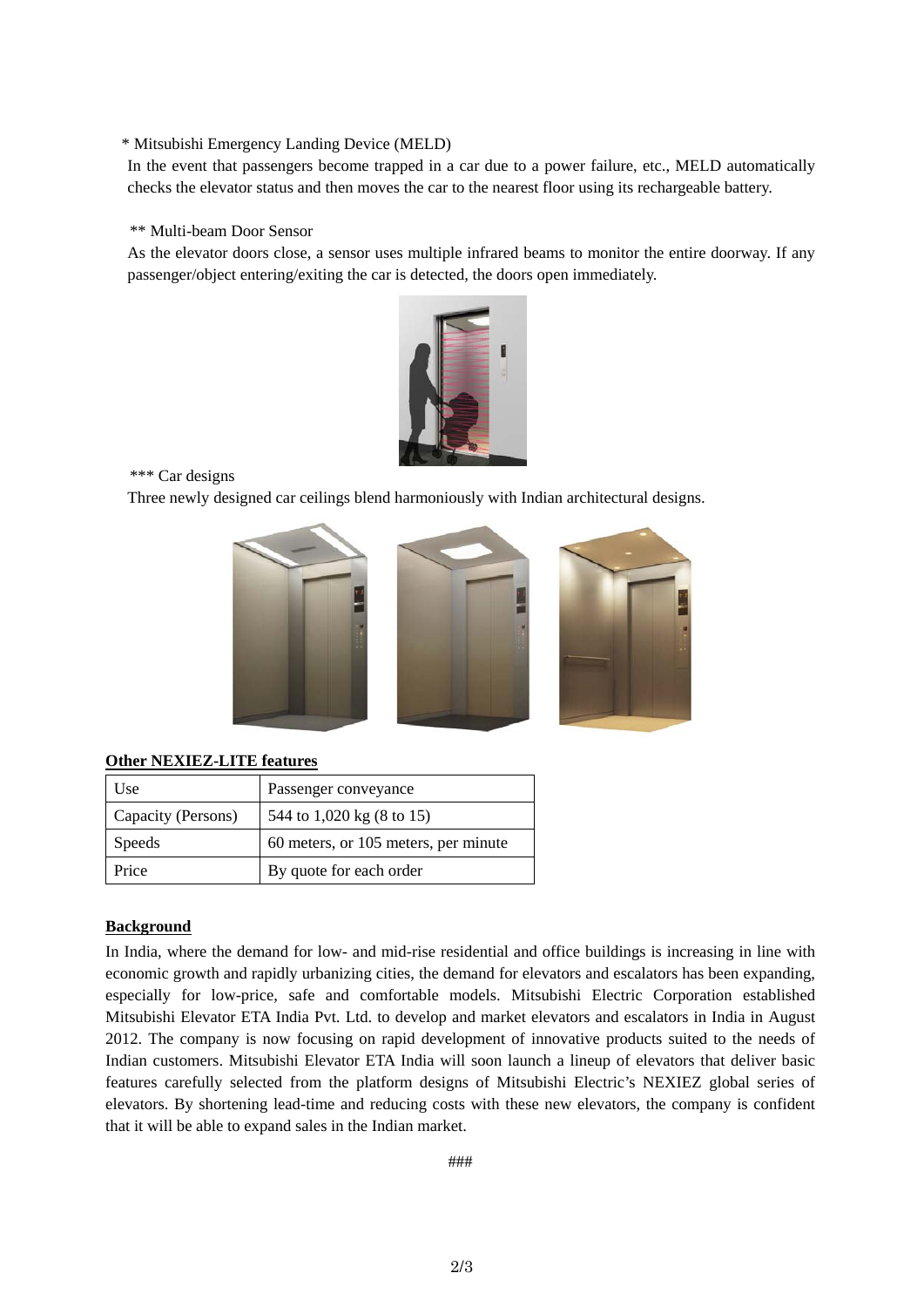\* Mitsubishi Emergency Landing Device (MELD)

In the event that passengers become trapped in a car due to a power failure, etc., MELD automatically checks the elevator status and then moves the car to the nearest floor using its rechargeable battery.

\*\* Multi-beam Door Sensor

As the elevator doors close, a sensor uses multiple infrared beams to monitor the entire doorway. If any passenger/object entering/exiting the car is detected, the doors open immediately.

\*\*\* Car designs

Three newly designed car ceilings blend harmoniously with Indian architectural designs.

**Other NEXIEZ-LITE features**

| Use | Passenger conveyance |
|---|---|
| Capacity (Persons) | 544 to 1,020 kg (8 to 15) |
| Speeds | 60 meters, or 105 meters, per minute |
| Price | By quote for each order |

**Background**

In India, where the demand for low- and mid-rise residential and office buildings is increasing in line with economic growth and rapidly urbanizing cities, the demand for elevators and escalators has been expanding, especially for low-price, safe and comfortable models. Mitsubishi Electric Corporation established Mitsubishi Elevator ETA India Pvt. Ltd. to develop and market elevators and escalators in India in August 2012. The company is now focusing on rapid development of innovative products suited to the needs of Indian customers. Mitsubishi Elevator ETA India will soon launch a lineup of elevators that deliver basic features carefully selected from the platform designs of Mitsubishi Electric's NEXIEZ global series of elevators. By shortening lead-time and reducing costs with these new elevators, the company is confident that it will be able to expand sales in the Indian market.

###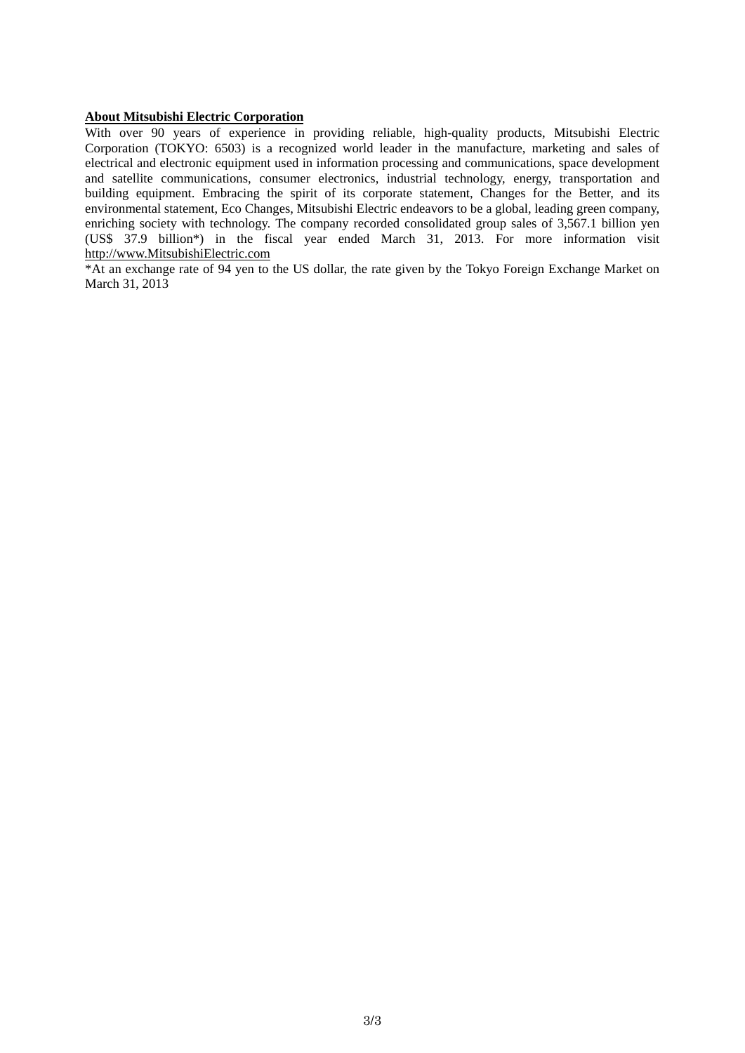**About Mitsubishi Electric Corporation**

With over 90 years of experience in providing reliable, high-quality products, Mitsubishi Electric Corporation (TOKYO: 6503) is a recognized world leader in the manufacture, marketing and sales of electrical and electronic equipment used in information processing and communications, space development and satellite communications, consumer electronics, industrial technology, energy, transportation and building equipment. Embracing the spirit of its corporate statement, Changes for the Better, and its environmental statement, Eco Changes, Mitsubishi Electric endeavors to be a global, leading green company, enriching society with technology. The company recorded consolidated group sales of 3,567.1 billion yen (US$ 37.9 billion*) in the fiscal year ended March 31, 2013. For more information visit http://www.MitsubishiElectric.com

*At an exchange rate of 94 yen to the US dollar, the rate given by the Tokyo Foreign Exchange Market on March 31, 2013